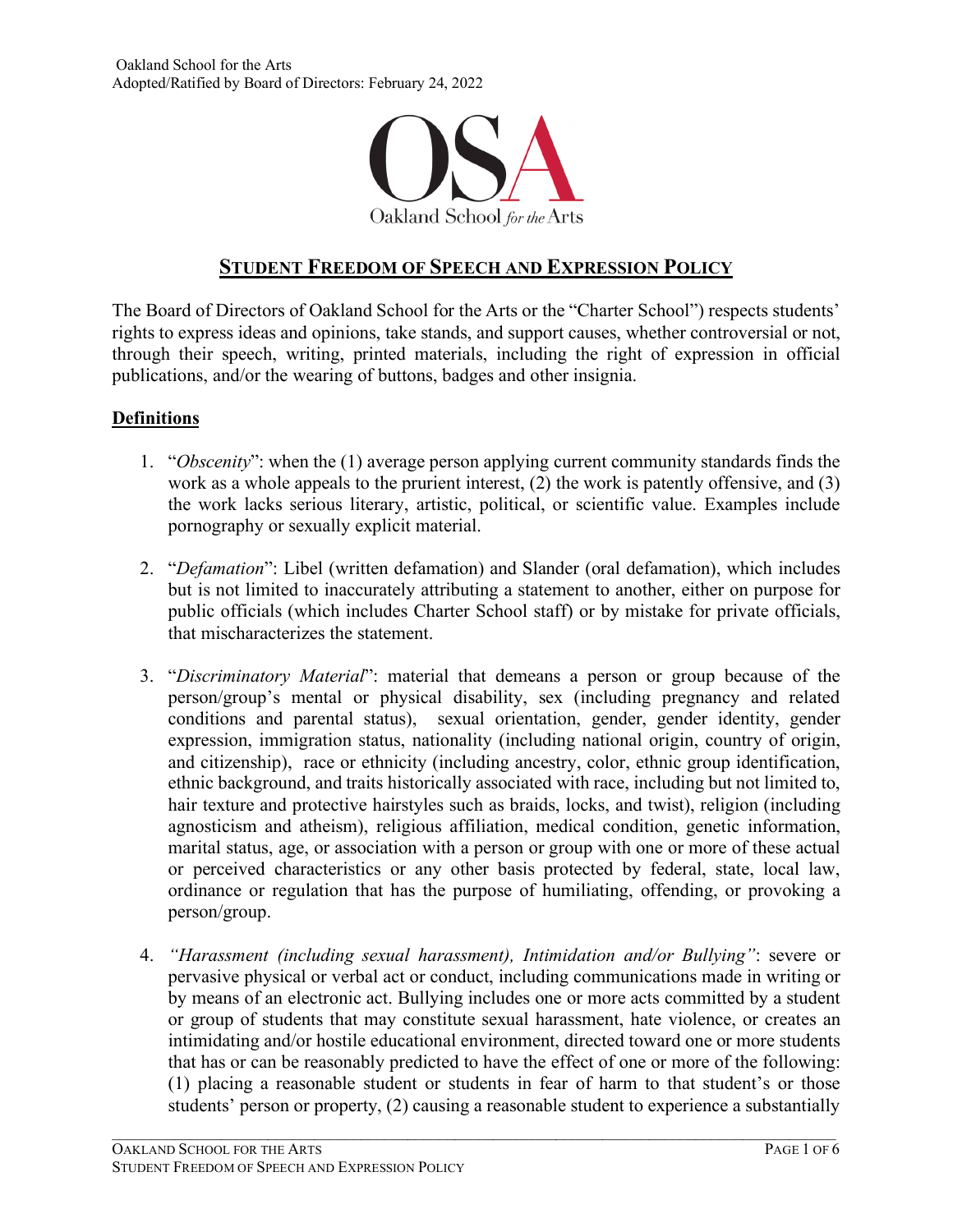Oakland School for the Arts
Adopted/Ratified by Board of Directors: February 24, 2022

## Student Freedom of Speech and Expression Policy

The Board of Directors of Oakland School for the Arts or the "Charter School") respects students' rights to express ideas and opinions, take stands, and support causes, whether controversial or not, through their speech, writing, printed materials, including the right of expression in official publications, and/or the wearing of buttons, badges and other insignia.

### Definitions

1. "*Obscenity*": when the (1) average person applying current community standards finds the work as a whole appeals to the prurient interest, (2) the work is patently offensive, and (3) the work lacks serious literary, artistic, political, or scientific value. Examples include pornography or sexually explicit material.

2. "*Defamation*": Libel (written defamation) and Slander (oral defamation), which includes but is not limited to inaccurately attributing a statement to another, either on purpose for public officials (which includes Charter School staff) or by mistake for private officials, that mischaracterizes the statement.

3. "*Discriminatory Material*": material that demeans a person or group because of the person/group's mental or physical disability, sex (including pregnancy and related conditions and parental status), sexual orientation, gender, gender identity, gender expression, immigration status, nationality (including national origin, country of origin, and citizenship), race or ethnicity (including ancestry, color, ethnic group identification, ethnic background, and traits historically associated with race, including but not limited to, hair texture and protective hairstyles such as braids, locks, and twist), religion (including agnosticism and atheism), religious affiliation, medical condition, genetic information, marital status, age, or association with a person or group with one or more of these actual or perceived characteristics or any other basis protected by federal, state, local law, ordinance or regulation that has the purpose of humiliating, offending, or provoking a person/group.

4. *"Harassment (including sexual harassment), Intimidation and/or Bullying"*: severe or pervasive physical or verbal act or conduct, including communications made in writing or by means of an electronic act. Bullying includes one or more acts committed by a student or group of students that may constitute sexual harassment, hate violence, or creates an intimidating and/or hostile educational environment, directed toward one or more students that has or can be reasonably predicted to have the effect of one or more of the following: (1) placing a reasonable student or students in fear of harm to that student's or those students' person or property, (2) causing a reasonable student to experience a substantially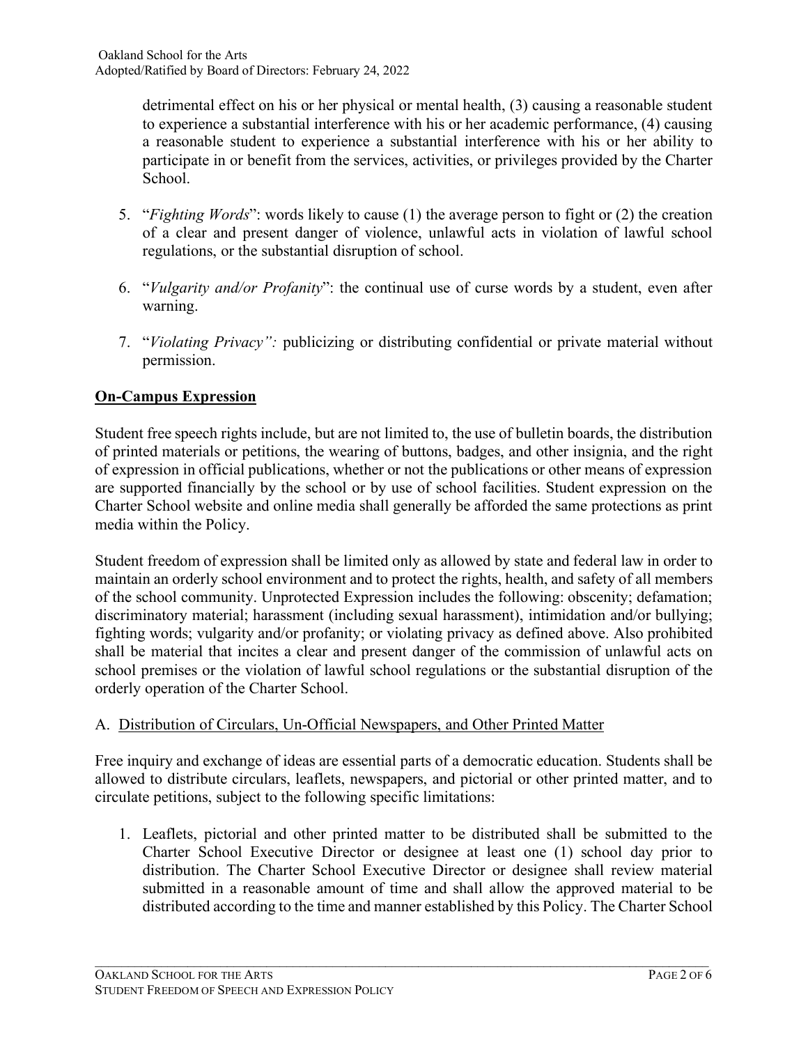detrimental effect on his or her physical or mental health, (3) causing a reasonable student to experience a substantial interference with his or her academic performance, (4) causing a reasonable student to experience a substantial interference with his or her ability to participate in or benefit from the services, activities, or privileges provided by the Charter School.

5. "*Fighting Words*": words likely to cause (1) the average person to fight or (2) the creation of a clear and present danger of violence, unlawful acts in violation of lawful school regulations, or the substantial disruption of school.

6. "*Vulgarity and/or Profanity*": the continual use of curse words by a student, even after warning.

7. "*Violating Privacy":* publicizing or distributing confidential or private material without permission.

## **On-Campus Expression**

Student free speech rights include, but are not limited to, the use of bulletin boards, the distribution of printed materials or petitions, the wearing of buttons, badges, and other insignia, and the right of expression in official publications, whether or not the publications or other means of expression are supported financially by the school or by use of school facilities. Student expression on the Charter School website and online media shall generally be afforded the same protections as print media within the Policy.

Student freedom of expression shall be limited only as allowed by state and federal law in order to maintain an orderly school environment and to protect the rights, health, and safety of all members of the school community. Unprotected Expression includes the following: obscenity; defamation; discriminatory material; harassment (including sexual harassment), intimidation and/or bullying; fighting words; vulgarity and/or profanity; or violating privacy as defined above. Also prohibited shall be material that incites a clear and present danger of the commission of unlawful acts on school premises or the violation of lawful school regulations or the substantial disruption of the orderly operation of the Charter School.

### A. Distribution of Circulars, Un-Official Newspapers, and Other Printed Matter

Free inquiry and exchange of ideas are essential parts of a democratic education. Students shall be allowed to distribute circulars, leaflets, newspapers, and pictorial or other printed matter, and to circulate petitions, subject to the following specific limitations:

1. Leaflets, pictorial and other printed matter to be distributed shall be submitted to the Charter School Executive Director or designee at least one (1) school day prior to distribution. The Charter School Executive Director or designee shall review material submitted in a reasonable amount of time and shall allow the approved material to be distributed according to the time and manner established by this Policy. The Charter School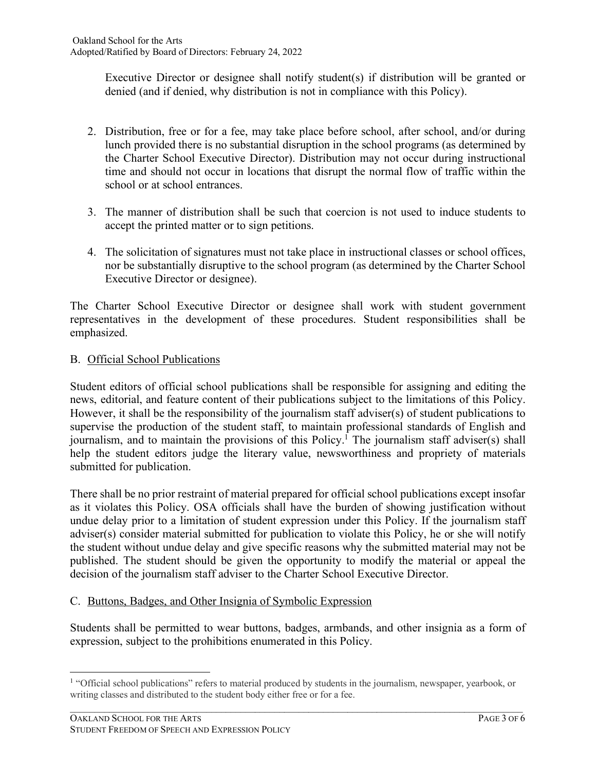Executive Director or designee shall notify student(s) if distribution will be granted or denied (and if denied, why distribution is not in compliance with this Policy).

2. Distribution, free or for a fee, may take place before school, after school, and/or during lunch provided there is no substantial disruption in the school programs (as determined by the Charter School Executive Director). Distribution may not occur during instructional time and should not occur in locations that disrupt the normal flow of traffic within the school or at school entrances.

3. The manner of distribution shall be such that coercion is not used to induce students to accept the printed matter or to sign petitions.

4. The solicitation of signatures must not take place in instructional classes or school offices, nor be substantially disruptive to the school program (as determined by the Charter School Executive Director or designee).

The Charter School Executive Director or designee shall work with student government representatives in the development of these procedures. Student responsibilities shall be emphasized.

## B. Official School Publications

Student editors of official school publications shall be responsible for assigning and editing the news, editorial, and feature content of their publications subject to the limitations of this Policy. However, it shall be the responsibility of the journalism staff adviser(s) of student publications to supervise the production of the student staff, to maintain professional standards of English and journalism, and to maintain the provisions of this Policy.[1] The journalism staff adviser(s) shall help the student editors judge the literary value, newsworthiness and propriety of materials submitted for publication.

There shall be no prior restraint of material prepared for official school publications except insofar as it violates this Policy. OSA officials shall have the burden of showing justification without undue delay prior to a limitation of student expression under this Policy. If the journalism staff adviser(s) consider material submitted for publication to violate this Policy, he or she will notify the student without undue delay and give specific reasons why the submitted material may not be published. The student should be given the opportunity to modify the material or appeal the decision of the journalism staff adviser to the Charter School Executive Director.

## C. Buttons, Badges, and Other Insignia of Symbolic Expression

Students shall be permitted to wear buttons, badges, armbands, and other insignia as a form of expression, subject to the prohibitions enumerated in this Policy.

[1] "Official school publications" refers to material produced by students in the journalism, newspaper, yearbook, or writing classes and distributed to the student body either free or for a fee.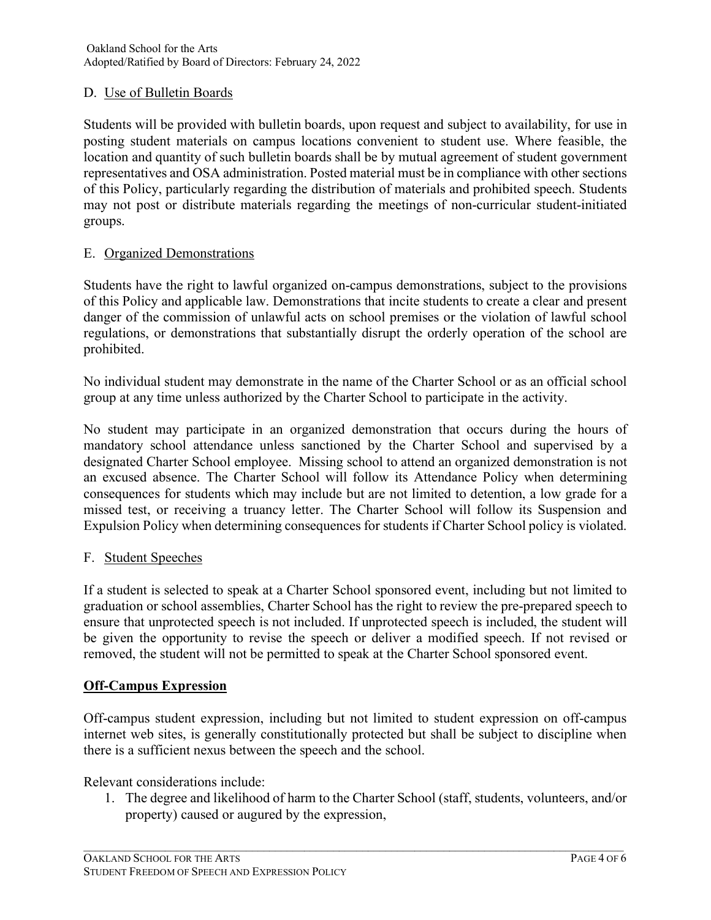D. Use of Bulletin Boards

Students will be provided with bulletin boards, upon request and subject to availability, for use in posting student materials on campus locations convenient to student use. Where feasible, the location and quantity of such bulletin boards shall be by mutual agreement of student government representatives and OSA administration. Posted material must be in compliance with other sections of this Policy, particularly regarding the distribution of materials and prohibited speech. Students may not post or distribute materials regarding the meetings of non-curricular student-initiated groups.

E. Organized Demonstrations

Students have the right to lawful organized on-campus demonstrations, subject to the provisions of this Policy and applicable law. Demonstrations that incite students to create a clear and present danger of the commission of unlawful acts on school premises or the violation of lawful school regulations, or demonstrations that substantially disrupt the orderly operation of the school are prohibited.

No individual student may demonstrate in the name of the Charter School or as an official school group at any time unless authorized by the Charter School to participate in the activity.

No student may participate in an organized demonstration that occurs during the hours of mandatory school attendance unless sanctioned by the Charter School and supervised by a designated Charter School employee. Missing school to attend an organized demonstration is not an excused absence. The Charter School will follow its Attendance Policy when determining consequences for students which may include but are not limited to detention, a low grade for a missed test, or receiving a truancy letter. The Charter School will follow its Suspension and Expulsion Policy when determining consequences for students if Charter School policy is violated.

F. Student Speeches

If a student is selected to speak at a Charter School sponsored event, including but not limited to graduation or school assemblies, Charter School has the right to review the pre-prepared speech to ensure that unprotected speech is not included. If unprotected speech is included, the student will be given the opportunity to revise the speech or deliver a modified speech. If not revised or removed, the student will not be permitted to speak at the Charter School sponsored event.

## Off-Campus Expression

Off-campus student expression, including but not limited to student expression on off-campus internet web sites, is generally constitutionally protected but shall be subject to discipline when there is a sufficient nexus between the speech and the school.

Relevant considerations include:

1. The degree and likelihood of harm to the Charter School (staff, students, volunteers, and/or property) caused or augured by the expression,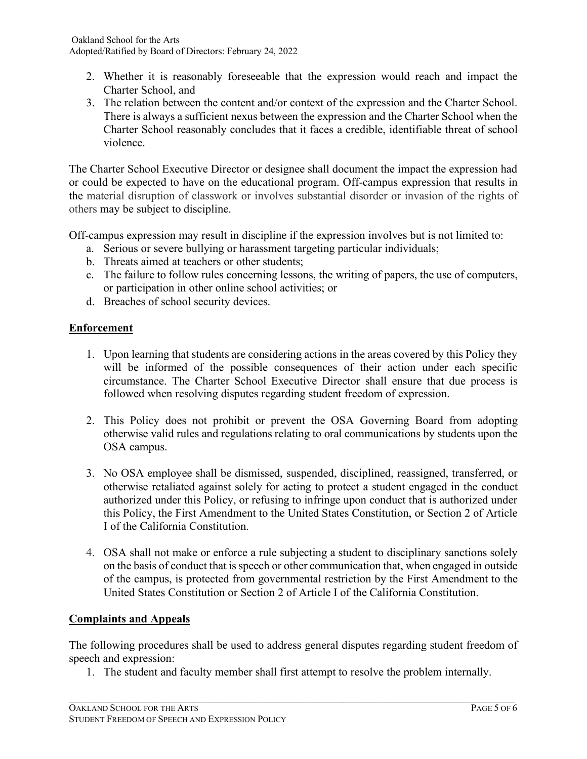2. Whether it is reasonably foreseeable that the expression would reach and impact the Charter School, and
3. The relation between the content and/or context of the expression and the Charter School. There is always a sufficient nexus between the expression and the Charter School when the Charter School reasonably concludes that it faces a credible, identifiable threat of school violence.

The Charter School Executive Director or designee shall document the impact the expression had or could be expected to have on the educational program. Off-campus expression that results in the material disruption of classwork or involves substantial disorder or invasion of the rights of others may be subject to discipline.

Off-campus expression may result in discipline if the expression involves but is not limited to:

a. Serious or severe bullying or harassment targeting particular individuals;
b. Threats aimed at teachers or other students;
c. The failure to follow rules concerning lessons, the writing of papers, the use of computers, or participation in other online school activities; or
d. Breaches of school security devices.

## Enforcement

1. Upon learning that students are considering actions in the areas covered by this Policy they will be informed of the possible consequences of their action under each specific circumstance. The Charter School Executive Director shall ensure that due process is followed when resolving disputes regarding student freedom of expression.

2. This Policy does not prohibit or prevent the OSA Governing Board from adopting otherwise valid rules and regulations relating to oral communications by students upon the OSA campus.

3. No OSA employee shall be dismissed, suspended, disciplined, reassigned, transferred, or otherwise retaliated against solely for acting to protect a student engaged in the conduct authorized under this Policy, or refusing to infringe upon conduct that is authorized under this Policy, the First Amendment to the United States Constitution, or Section 2 of Article I of the California Constitution.

4. OSA shall not make or enforce a rule subjecting a student to disciplinary sanctions solely on the basis of conduct that is speech or other communication that, when engaged in outside of the campus, is protected from governmental restriction by the First Amendment to the United States Constitution or Section 2 of Article I of the California Constitution.

## Complaints and Appeals

The following procedures shall be used to address general disputes regarding student freedom of speech and expression:

1. The student and faculty member shall first attempt to resolve the problem internally.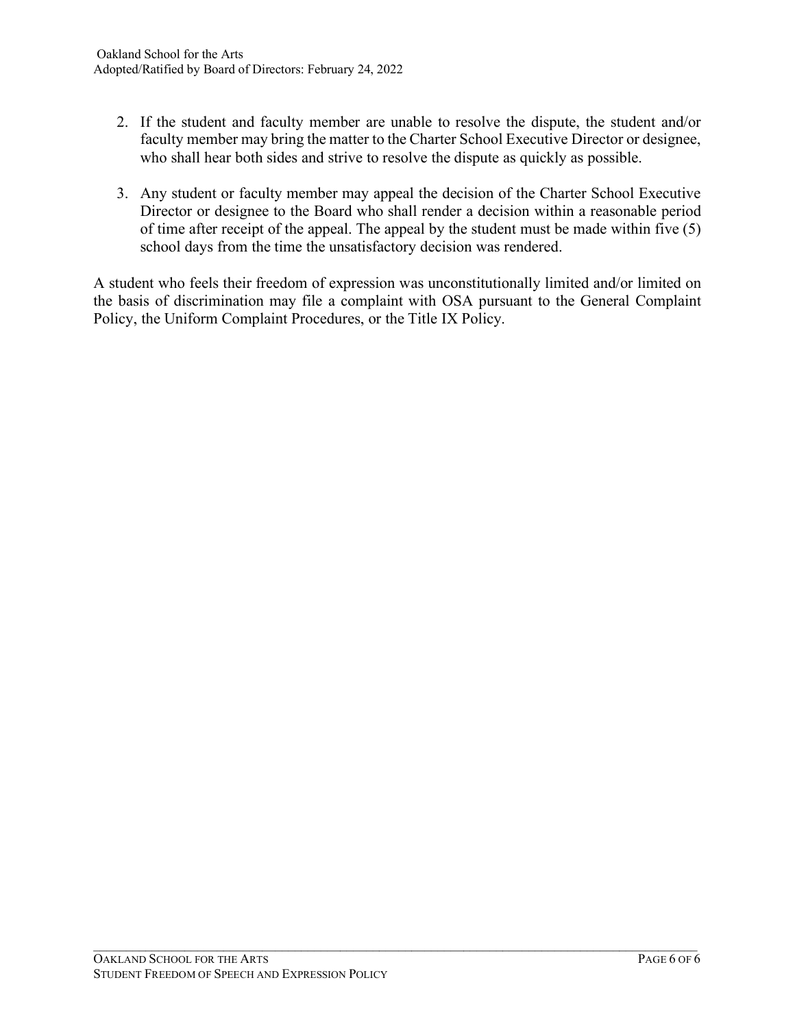2. If the student and faculty member are unable to resolve the dispute, the student and/or faculty member may bring the matter to the Charter School Executive Director or designee, who shall hear both sides and strive to resolve the dispute as quickly as possible.

3. Any student or faculty member may appeal the decision of the Charter School Executive Director or designee to the Board who shall render a decision within a reasonable period of time after receipt of the appeal. The appeal by the student must be made within five (5) school days from the time the unsatisfactory decision was rendered.

A student who feels their freedom of expression was unconstitutionally limited and/or limited on the basis of discrimination may file a complaint with OSA pursuant to the General Complaint Policy, the Uniform Complaint Procedures, or the Title IX Policy.